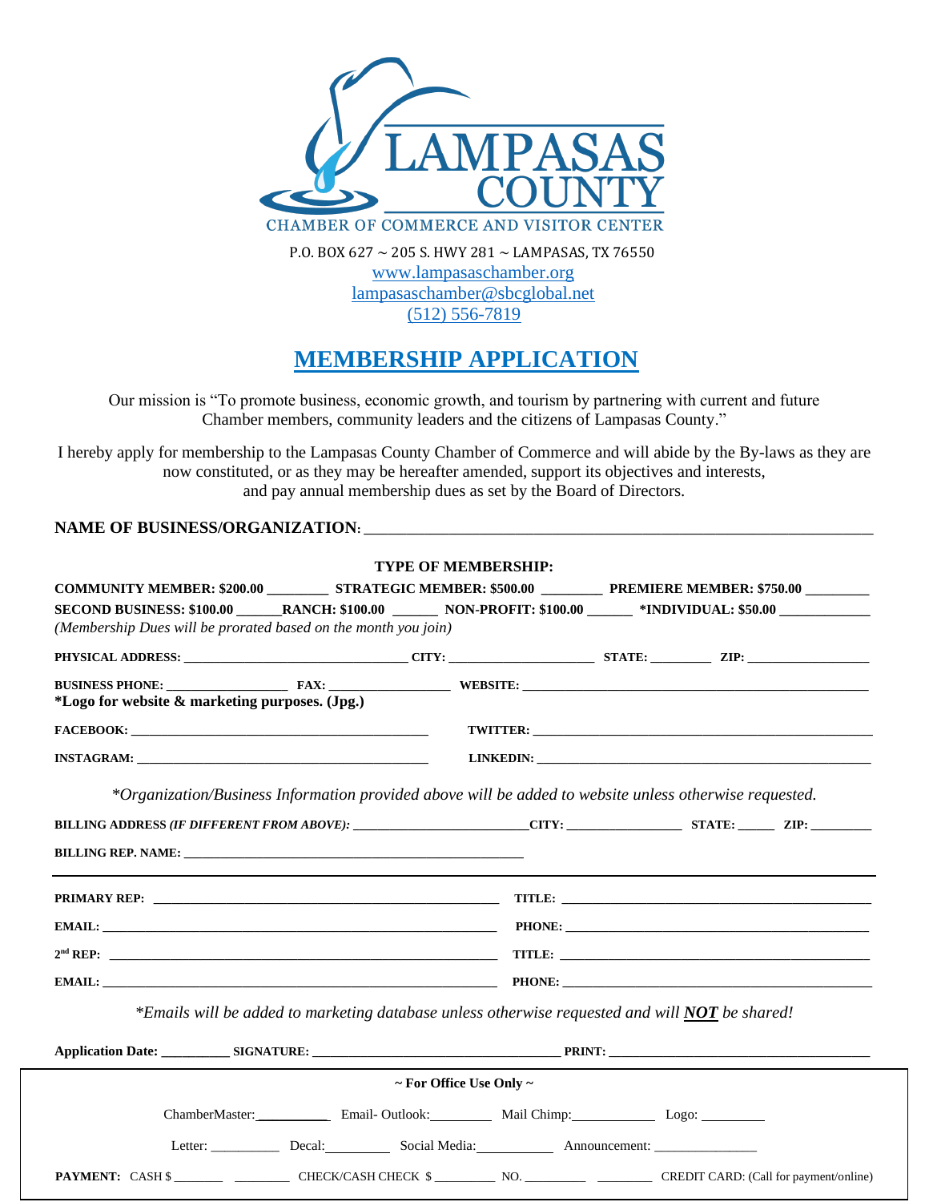LAMPASAS COUNTY

CHAMBER OF COMMERCE AND VISITOR CENTER

P.O. BOX 627 ~ 205 S. HWY 281 ~ LAMPASAS, TX 76550

www.lampasaschamber.org

lampasaschamber@sbcglobal.net

(512) 556-7819

# MEMBERSHIP APPLICATION

Our mission is "To promote business, economic growth, and tourism by partnering with current and future Chamber members, community leaders and the citizens of Lampasas County."

I hereby apply for membership to the Lampasas County Chamber of Commerce and will abide by the By-laws as they are now constituted, or as they may be hereafter amended, support its objectives and interests, and pay annual membership dues as set by the Board of Directors.

**NAME OF BUSINESS/ORGANIZATION:** ______________________________________________

**TYPE OF MEMBERSHIP:**

**COMMUNITY MEMBER: $200.00** ________ **STRATEGIC MEMBER: $500.00** ________ **PREMIERE MEMBER: $750.00** ________

**SECOND BUSINESS: $100.00** ______ **RANCH: $100.00** ______ **NON-PROFIT: $100.00** ______ ***INDIVIDUAL: $50.00** ____________

*(Membership Dues will be prorated based on the month you join)*

**PHYSICAL ADDRESS:** ______________________ **CITY:** ______________ **STATE:** ________ **ZIP:** ______________

**BUSINESS PHONE:** ______________ **FAX:** ______________ **WEBSITE:** ______________________________

***Logo for website & marketing purposes. (Jpg.)**

**FACEBOOK:** ______________________________ **TWITTER:** ______________________________

**INSTAGRAM:** ______________________________ **LINKEDIN:** ______________________________

*\*Organization/Business Information provided above will be added to website unless otherwise requested.*

**BILLING ADDRESS *(IF DIFFERENT FROM ABOVE)*:** ____________________ **CITY:** ______________ **STATE:** _____ **ZIP:** ________

**BILLING REP. NAME:** ______________________________________

---

**PRIMARY REP:** ______________________________ **TITLE:** ______________________________

**EMAIL:** ______________________________ **PHONE:** ______________________________

**2nd REP:** ______________________________ **TITLE:** ______________________________

**EMAIL:** ______________________________ **PHONE:** ______________________________

*\*Emails will be added to marketing database unless otherwise requested and will **NOT** be shared!*

**Application Date:** __________ **SIGNATURE:** ______________________________ **PRINT:** ______________________________

**~ For Office Use Only ~**

ChamberMaster: __________ Email- Outlook: ________ Mail Chimp: __________ Logo: ________

Letter: __________ Decal: ________ Social Media: __________ Announcement: ______________

**PAYMENT:** CASH $ _______ ________ CHECK/CASH CHECK $ _________ NO. _________ ________ CREDIT CARD: (Call for payment/online)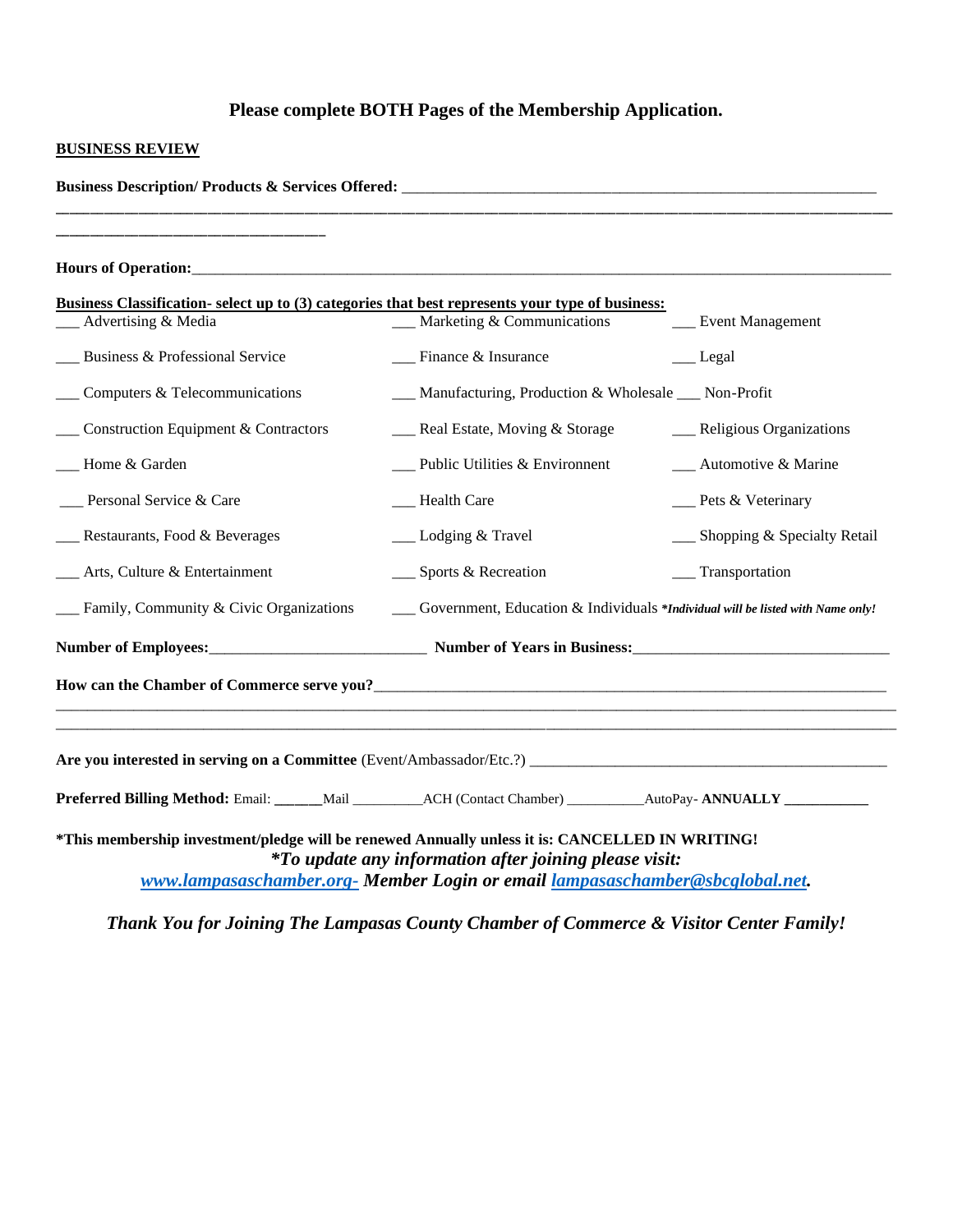## Please complete BOTH Pages of the Membership Application.

**BUSINESS REVIEW**

**Business Description/ Products & Services Offered:** ____________________________________________________________

________________________________________________________________________________________________________

________________________________

**Hours of Operation:**______________________________________________________________________________________

**Business Classification- select up to (3) categories that best represents your type of business:**

| | | |
|---|---|---|
| ___ Advertising & Media | ___ Marketing & Communications | ___ Event Management |
| ___ Business & Professional Service | ___ Finance & Insurance | ___ Legal |
| ___ Computers & Telecommunications | ___ Manufacturing, Production & Wholesale | ___ Non-Profit |
| ___ Construction Equipment & Contractors | ___ Real Estate, Moving & Storage | ___ Religious Organizations |
| ___ Home & Garden | ___ Public Utilities & Environment | ___ Automotive & Marine |
| ___ Personal Service & Care | ___ Health Care | ___ Pets & Veterinary |
| ___ Restaurants, Food & Beverages | ___ Lodging & Travel | ___ Shopping & Specialty Retail |
| ___ Arts, Culture & Entertainment | ___ Sports & Recreation | ___ Transportation |
| ___ Family, Community & Civic Organizations | ___ Government, Education & Individuals ***Individual will be listed with Name only!*** | |

**Number of Employees:**___________________________ **Number of Years in Business:**________________________________

**How can the Chamber of Commerce serve you?**__________________________________________________________________

________________________________________________________________________________________________________

________________________________________________________________________________________________________

**Are you interested in serving on a Committee** (Event/Ambassador/Etc.?) ______________________________________________

**Preferred Billing Method:** Email: ______Mail __________ACH (Contact Chamber) ___________AutoPay- **ANNUALLY ___________**

**\*This membership investment/pledge will be renewed Annually unless it is: CANCELLED IN WRITING!**

***\*To update any information after joining please visit:***

***www.lampasaschamber.org- Member Login or email lampasaschamber@sbcglobal.net.***

***Thank You for Joining The Lampasas County Chamber of Commerce & Visitor Center Family!***